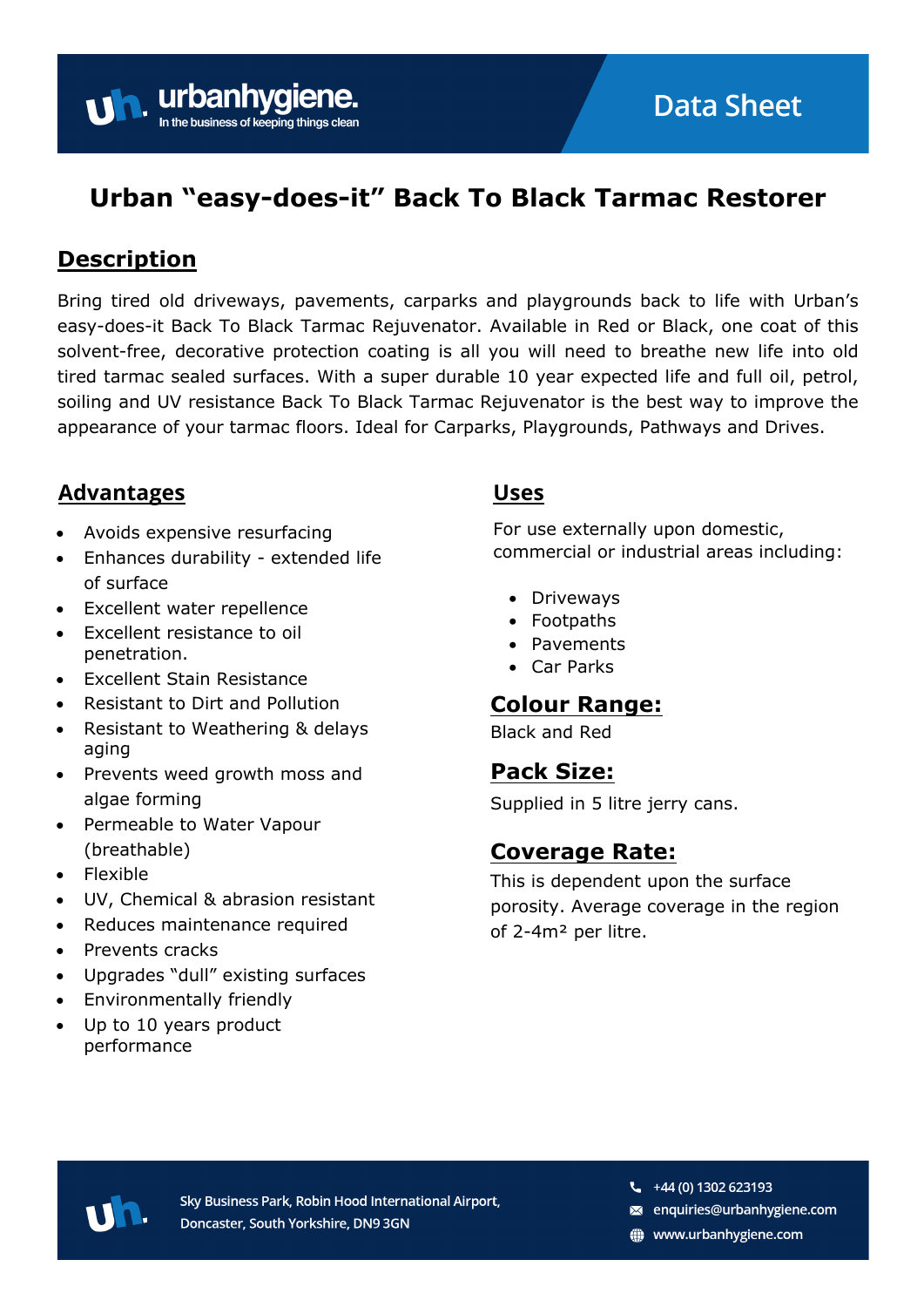urbanhygiene.
In the business of keeping things clean

Data Sheet

# Urban "easy-does-it" Back To Black Tarmac Restorer

## Description

Bring tired old driveways, pavements, carparks and playgrounds back to life with Urban's easy-does-it Back To Black Tarmac Rejuvenator. Available in Red or Black, one coat of this solvent-free, decorative protection coating is all you will need to breathe new life into old tired tarmac sealed surfaces. With a super durable 10 year expected life and full oil, petrol, soiling and UV resistance Back To Black Tarmac Rejuvenator is the best way to improve the appearance of your tarmac floors. Ideal for Carparks, Playgrounds, Pathways and Drives.

## Advantages

- Avoids expensive resurfacing
- Enhances durability - extended life of surface
- Excellent water repellence
- Excellent resistance to oil penetration.
- Excellent Stain Resistance
- Resistant to Dirt and Pollution
- Resistant to Weathering & delays aging
- Prevents weed growth moss and algae forming
- Permeable to Water Vapour (breathable)
- Flexible
- UV, Chemical & abrasion resistant
- Reduces maintenance required
- Prevents cracks
- Upgrades "dull" existing surfaces
- Environmentally friendly
- Up to 10 years product performance

## Uses

For use externally upon domestic, commercial or industrial areas including:

- Driveways
- Footpaths
- Pavements
- Car Parks

## Colour Range:

Black and Red

## Pack Size:

Supplied in 5 litre jerry cans.

## Coverage Rate:

This is dependent upon the surface porosity. Average coverage in the region of 2-4m² per litre.

Sky Business Park, Robin Hood International Airport, Doncaster, South Yorkshire, DN9 3GN

+44 (0) 1302 623193
enquiries@urbanhygiene.com
www.urbanhygiene.com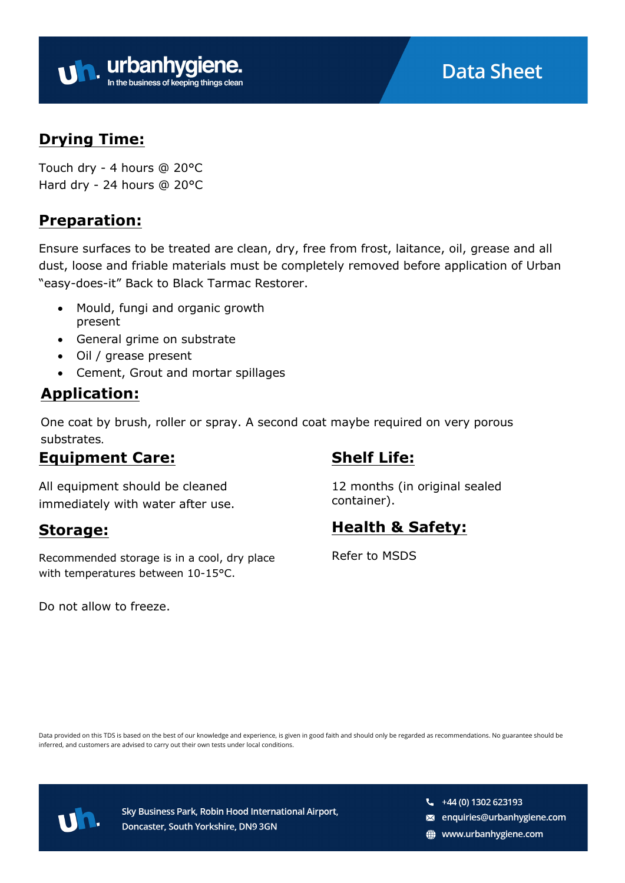## Drying Time:

Touch dry - 4 hours @ 20°C
Hard dry - 24 hours @ 20°C

## Preparation:

Ensure surfaces to be treated are clean, dry, free from frost, laitance, oil, grease and all dust, loose and friable materials must be completely removed before application of Urban "easy-does-it" Back to Black Tarmac Restorer.

- Mould, fungi and organic growth present
- General grime on substrate
- Oil / grease present
- Cement, Grout and mortar spillages

## Application:

One coat by brush, roller or spray. A second coat maybe required on very porous substrates.

## Equipment Care:

All equipment should be cleaned immediately with water after use.

## Storage:

Recommended storage is in a cool, dry place with temperatures between 10-15°C.

Do not allow to freeze.

## Shelf Life:

12 months (in original sealed container).

## Health & Safety:

Refer to MSDS

Data provided on this TDS is based on the best of our knowledge and experience, is given in good faith and should only be regarded as recommendations. No guarantee should be inferred, and customers are advised to carry out their own tests under local conditions.

Sky Business Park, Robin Hood International Airport, Doncaster, South Yorkshire, DN9 3GN

+44 (0) 1302 623193
enquiries@urbanhygiene.com
www.urbanhygiene.com